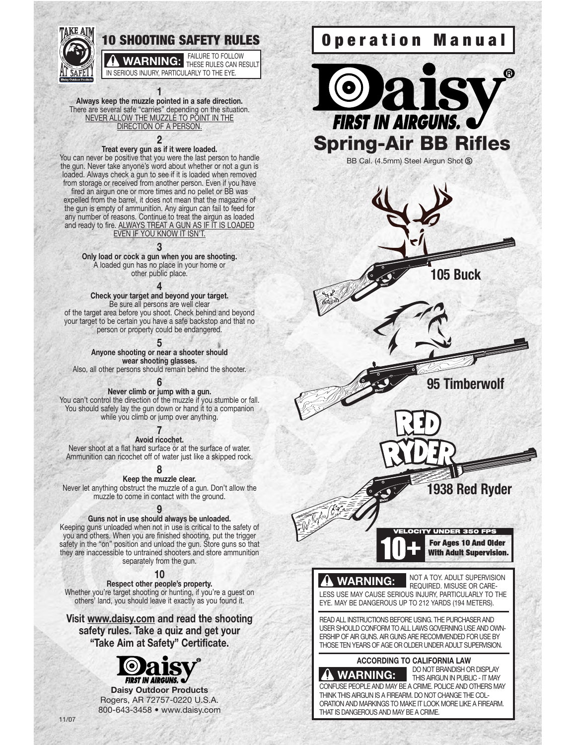# 10 SHOOTING SAFETY RULES

TAKE AIM AT SAFETY — Daisy Outdoor Products

**⚠ WARNING:** FAILURE TO FOLLOW THESE RULES CAN RESULT IN SERIOUS INJURY, PARTICULARLY TO THE EYE.

**1**

**Always keep the muzzle pointed in a safe direction.**
There are several safe "carries" depending on the situation. NEVER ALLOW THE MUZZLE TO POINT IN THE DIRECTION OF A PERSON.

**2**

**Treat every gun as if it were loaded.**
You can never be positive that you were the last person to handle the gun. Never take anyone's word about whether or not a gun is loaded. Always check a gun to see if it is loaded when removed from storage or received from another person. Even if you have fired an airgun one or more times and no pellet or BB was expelled from the barrel, it does not mean that the magazine of the gun is empty of ammunition. Any airgun can fail to feed for any number of reasons. Continue to treat the airgun as loaded and ready to fire. ALWAYS TREAT A GUN AS IF IT IS LOADED EVEN IF YOU KNOW IT ISN'T.

**3**

**Only load or cock a gun when you are shooting.**
A loaded gun has no place in your home or other public place.

**4**

**Check your target and beyond your target.**
Be sure all persons are well clear of the target area before you shoot. Check behind and beyond your target to be certain you have a safe backstop and that no person or property could be endangered.

**5**

**Anyone shooting or near a shooter should wear shooting glasses.**
Also, all other persons should remain behind the shooter.

**6**

**Never climb or jump with a gun.**
You can't control the direction of the muzzle if you stumble or fall. You should safely lay the gun down or hand it to a companion while you climb or jump over anything.

**7**

**Avoid ricochet.**
Never shoot at a flat hard surface or at the surface of water. Ammunition can ricochet off of water just like a skipped rock.

**8**

**Keep the muzzle clear.**
Never let anything obstruct the muzzle of a gun. Don't allow the muzzle to come in contact with the ground.

**9**

**Guns not in use should always be unloaded.**
Keeping guns unloaded when not in use is critical to the safety of you and others. When you are finished shooting, put the trigger safety in the "on" position and unload the gun. Store guns so that they are inaccessible to untrained shooters and store ammunition separately from the gun.

**10**

**Respect other people's property.**
Whether you're target shooting or hunting, if you're a guest on others' land, you should leave it exactly as you found it.

**Visit www.daisy.com and read the shooting safety rules. Take a quiz and get your "Take Aim at Safety" Certificate.**

Daisy® FIRST IN AIRGUNS.

**Daisy Outdoor Products**
Rogers, AR 72757-0220 U.S.A.
800-643-3458 • www.daisy.com

11/07

# Operation Manual

Daisy® FIRST IN AIRGUNS.

## Spring-Air BB Rifles

BB Cal. (4.5mm) Steel Airgun Shot Ⓢ

**105 Buck**

**95 Timberwolf**

RED RYDER

**1938 Red Ryder**

**VELOCITY UNDER 350 FPS**

**10+ For Ages 10 And Older With Adult Supervision.**

**⚠ WARNING:** NOT A TOY. ADULT SUPERVISION REQUIRED. MISUSE OR CARELESS USE MAY CAUSE SERIOUS INJURY, PARTICULARLY TO THE EYE. MAY BE DANGEROUS UP TO 212 YARDS (194 METERS).

READ ALL INSTRUCTIONS BEFORE USING. THE PURCHASER AND USER SHOULD CONFORM TO ALL LAWS GOVERNING USE AND OWNERSHIP OF AIR GUNS. AIR GUNS ARE RECOMMENDED FOR USE BY THOSE TEN YEARS OF AGE OR OLDER UNDER ADULT SUPERVISION.

**ACCORDING TO CALIFORNIA LAW**

**⚠ WARNING:** DO NOT BRANDISH OR DISPLAY THIS AIRGUN IN PUBLIC - IT MAY CONFUSE PEOPLE AND MAY BE A CRIME. POLICE AND OTHERS MAY THINK THIS AIRGUN IS A FIREARM. DO NOT CHANGE THE COLORATION AND MARKINGS TO MAKE IT LOOK MORE LIKE A FIREARM. THAT IS DANGEROUS AND MAY BE A CRIME.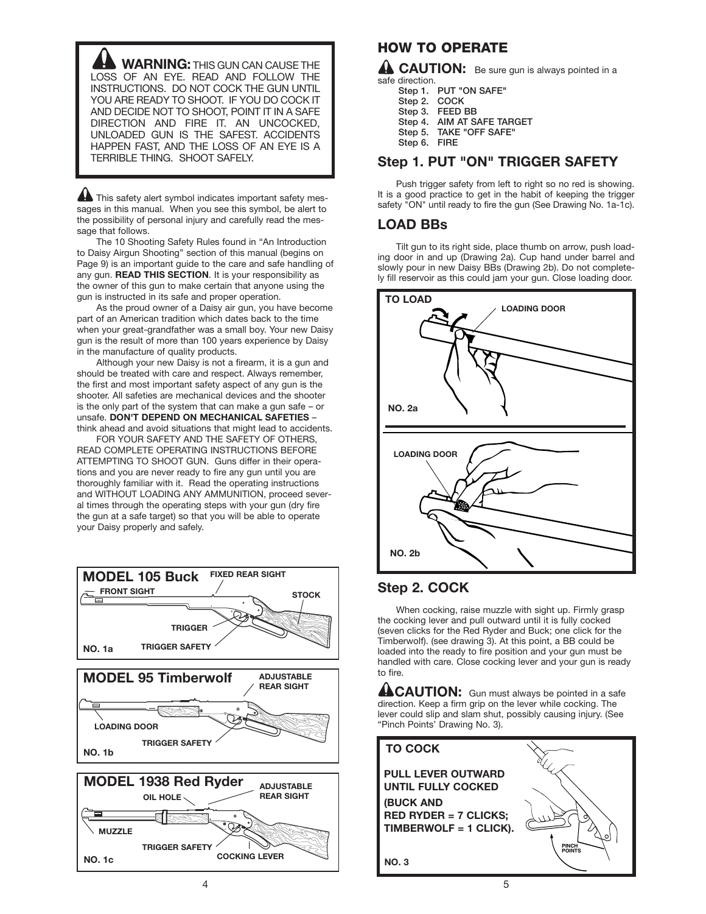**WARNING:** THIS GUN CAN CAUSE THE LOSS OF AN EYE. READ AND FOLLOW THE INSTRUCTIONS. DO NOT COCK THE GUN UNTIL YOU ARE READY TO SHOOT. IF YOU DO COCK IT AND DECIDE NOT TO SHOOT, POINT IT IN A SAFE DIRECTION AND FIRE IT. AN UNCOCKED, UNLOADED GUN IS THE SAFEST. ACCIDENTS HAPPEN FAST, AND THE LOSS OF AN EYE IS A TERRIBLE THING. SHOOT SAFELY.

This safety alert symbol indicates important safety messages in this manual. When you see this symbol, be alert to the possibility of personal injury and carefully read the message that follows.

The 10 Shooting Safety Rules found in "An Introduction to Daisy Airgun Shooting" section of this manual (begins on Page 9) is an important guide to the care and safe handling of any gun. **READ THIS SECTION**. It is your responsibility as the owner of this gun to make certain that anyone using the gun is instructed in its safe and proper operation.

As the proud owner of a Daisy air gun, you have become part of an American tradition which dates back to the time when your great-grandfather was a small boy. Your new Daisy gun is the result of more than 100 years experience by Daisy in the manufacture of quality products.

Although your new Daisy is not a firearm, it is a gun and should be treated with care and respect. Always remember, the first and most important safety aspect of any gun is the shooter. All safeties are mechanical devices and the shooter is the only part of the system that can make a gun safe – or unsafe. **DON'T DEPEND ON MECHANICAL SAFETIES** – think ahead and avoid situations that might lead to accidents.

FOR YOUR SAFETY AND THE SAFETY OF OTHERS, READ COMPLETE OPERATING INSTRUCTIONS BEFORE ATTEMPTING TO SHOOT GUN. Guns differ in their operations and you are never ready to fire any gun until you are thoroughly familiar with it. Read the operating instructions and WITHOUT LOADING ANY AMMUNITION, proceed several times through the operating steps with your gun (dry fire the gun at a safe target) so that you will be able to operate your Daisy properly and safely.

**MODEL 105 Buck** — FRONT SIGHT, FIXED REAR SIGHT, STOCK, TRIGGER, TRIGGER SAFETY

NO. 1a

**MODEL 95 Timberwolf** — ADJUSTABLE REAR SIGHT, LOADING DOOR, TRIGGER SAFETY

NO. 1b

**MODEL 1938 Red Ryder** — OIL HOLE, ADJUSTABLE REAR SIGHT, MUZZLE, TRIGGER SAFETY, COCKING LEVER

NO. 1c

## HOW TO OPERATE

**CAUTION:** Be sure gun is always pointed in a safe direction.

- **Step 1. PUT "ON SAFE"**
- **Step 2. COCK**
- **Step 3. FEED BB**
- **Step 4. AIM AT SAFE TARGET**
- **Step 5. TAKE "OFF SAFE"**
- **Step 6. FIRE**

## Step 1. PUT "ON" TRIGGER SAFETY

Push trigger safety from left to right so no red is showing. It is a good practice to get in the habit of keeping the trigger safety "ON" until ready to fire the gun (See Drawing No. 1a-1c).

## LOAD BBs

Tilt gun to its right side, place thumb on arrow, push loading door in and up (Drawing 2a). Cup hand under barrel and slowly pour in new Daisy BBs (Drawing 2b). Do not completely fill reservoir as this could jam your gun. Close loading door.

**TO LOAD** — LOADING DOOR

NO. 2a

LOADING DOOR

NO. 2b

## Step 2. COCK

When cocking, raise muzzle with sight up. Firmly grasp the cocking lever and pull outward until it is fully cocked (seven clicks for the Red Ryder and Buck; one click for the Timberwolf). (see drawing 3). At this point, a BB could be loaded into the ready to fire position and your gun must be handled with care. Close cocking lever and your gun is ready to fire.

**CAUTION:** Gun must always be pointed in a safe direction. Keep a firm grip on the lever while cocking. The lever could slip and slam shut, possibly causing injury. (See "Pinch Points' Drawing No. 3).

**TO COCK**

**PULL LEVER OUTWARD UNTIL FULLY COCKED (BUCK AND RED RYDER = 7 CLICKS; TIMBERWOLF = 1 CLICK).**

PINCH POINTS

NO. 3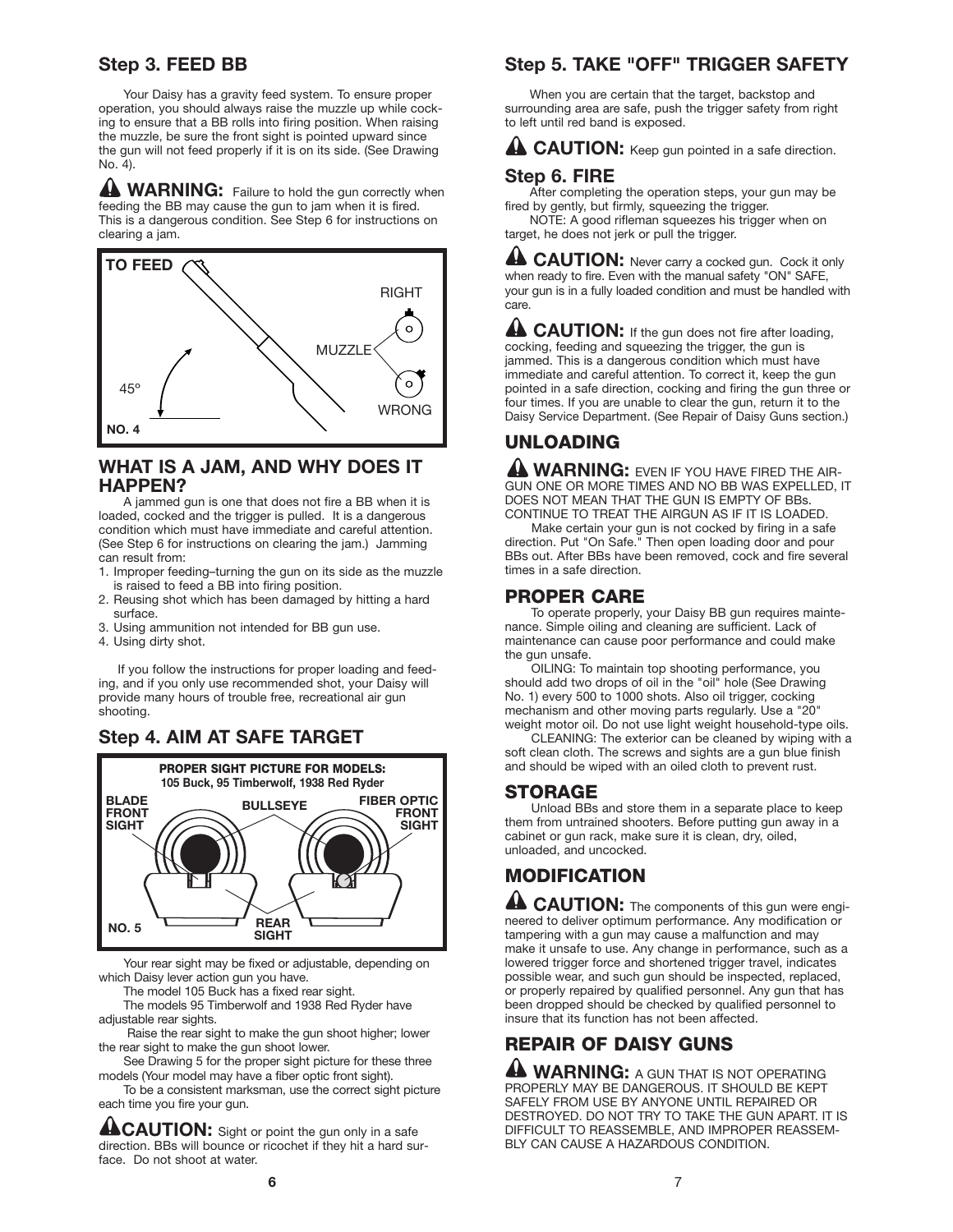## Step 3. FEED BB

Your Daisy has a gravity feed system. To ensure proper operation, you should always raise the muzzle up while cocking to ensure that a BB rolls into firing position. When raising the muzzle, be sure the front sight is pointed upward since the gun will not feed properly if it is on its side. (See Drawing No. 4).

**⚠ WARNING:** Failure to hold the gun correctly when feeding the BB may cause the gun to jam when it is fired. This is a dangerous condition. See Step 6 for instructions on clearing a jam.

TO FEED

RIGHT

MUZZLE

45°

WRONG

NO. 4

## WHAT IS A JAM, AND WHY DOES IT HAPPEN?

A jammed gun is one that does not fire a BB when it is loaded, cocked and the trigger is pulled. It is a dangerous condition which must have immediate and careful attention. (See Step 6 for instructions on clearing the jam.) Jamming can result from:

1. Improper feeding–turning the gun on its side as the muzzle is raised to feed a BB into firing position.
2. Reusing shot which has been damaged by hitting a hard surface.
3. Using ammunition not intended for BB gun use.
4. Using dirty shot.

If you follow the instructions for proper loading and feeding, and if you only use recommended shot, your Daisy will provide many hours of trouble free, recreational air gun shooting.

## Step 4. AIM AT SAFE TARGET

**PROPER SIGHT PICTURE FOR MODELS: 105 Buck, 95 Timberwolf, 1938 Red Ryder**

BLADE FRONT SIGHT

BULLSEYE

FIBER OPTIC FRONT SIGHT

REAR SIGHT

NO. 5

Your rear sight may be fixed or adjustable, depending on which Daisy lever action gun you have.

The model 105 Buck has a fixed rear sight.

The models 95 Timberwolf and 1938 Red Ryder have adjustable rear sights.

Raise the rear sight to make the gun shoot higher; lower the rear sight to make the gun shoot lower.

See Drawing 5 for the proper sight picture for these three models (Your model may have a fiber optic front sight).

To be a consistent marksman, use the correct sight picture each time you fire your gun.

**⚠ CAUTION:** Sight or point the gun only in a safe direction. BBs will bounce or ricochet if they hit a hard surface. Do not shoot at water.

## Step 5. TAKE "OFF" TRIGGER SAFETY

When you are certain that the target, backstop and surrounding area are safe, push the trigger safety from right to left until red band is exposed.

**⚠ CAUTION:** Keep gun pointed in a safe direction.

## Step 6. FIRE

After completing the operation steps, your gun may be fired by gently, but firmly, squeezing the trigger.

NOTE: A good rifleman squeezes his trigger when on target, he does not jerk or pull the trigger.

**⚠ CAUTION:** Never carry a cocked gun. Cock it only when ready to fire. Even with the manual safety "ON" SAFE, your gun is in a fully loaded condition and must be handled with care.

**⚠ CAUTION:** If the gun does not fire after loading, cocking, feeding and squeezing the trigger, the gun is jammed. This is a dangerous condition which must have immediate and careful attention. To correct it, keep the gun pointed in a safe direction, cocking and firing the gun three or four times. If you are unable to clear the gun, return it to the Daisy Service Department. (See Repair of Daisy Guns section.)

## UNLOADING

**⚠ WARNING:** EVEN IF YOU HAVE FIRED THE AIRGUN ONE OR MORE TIMES AND NO BB WAS EXPELLED, IT DOES NOT MEAN THAT THE GUN IS EMPTY OF BBs. CONTINUE TO TREAT THE AIRGUN AS IF IT IS LOADED.

Make certain your gun is not cocked by firing in a safe direction. Put "On Safe." Then open loading door and pour BBs out. After BBs have been removed, cock and fire several times in a safe direction.

## PROPER CARE

To operate properly, your Daisy BB gun requires maintenance. Simple oiling and cleaning are sufficient. Lack of maintenance can cause poor performance and could make the gun unsafe.

OILING: To maintain top shooting performance, you should add two drops of oil in the "oil" hole (See Drawing No. 1) every 500 to 1000 shots. Also oil trigger, cocking mechanism and other moving parts regularly. Use a "20" weight motor oil. Do not use light weight household-type oils.

CLEANING: The exterior can be cleaned by wiping with a soft clean cloth. The screws and sights are a gun blue finish and should be wiped with an oiled cloth to prevent rust.

## STORAGE

Unload BBs and store them in a separate place to keep them from untrained shooters. Before putting gun away in a cabinet or gun rack, make sure it is clean, dry, oiled, unloaded, and uncocked.

## MODIFICATION

**⚠ CAUTION:** The components of this gun were engineered to deliver optimum performance. Any modification or tampering with a gun may cause a malfunction and may make it unsafe to use. Any change in performance, such as a lowered trigger force and shortened trigger travel, indicates possible wear, and such gun should be inspected, replaced, or properly repaired by qualified personnel. Any gun that has been dropped should be checked by qualified personnel to insure that its function has not been affected.

## REPAIR OF DAISY GUNS

**⚠ WARNING:** A GUN THAT IS NOT OPERATING PROPERLY MAY BE DANGEROUS. IT SHOULD BE KEPT SAFELY FROM USE BY ANYONE UNTIL REPAIRED OR DESTROYED. DO NOT TRY TO TAKE THE GUN APART. IT IS DIFFICULT TO REASSEMBLE, AND IMPROPER REASSEMBLY CAN CAUSE A HAZARDOUS CONDITION.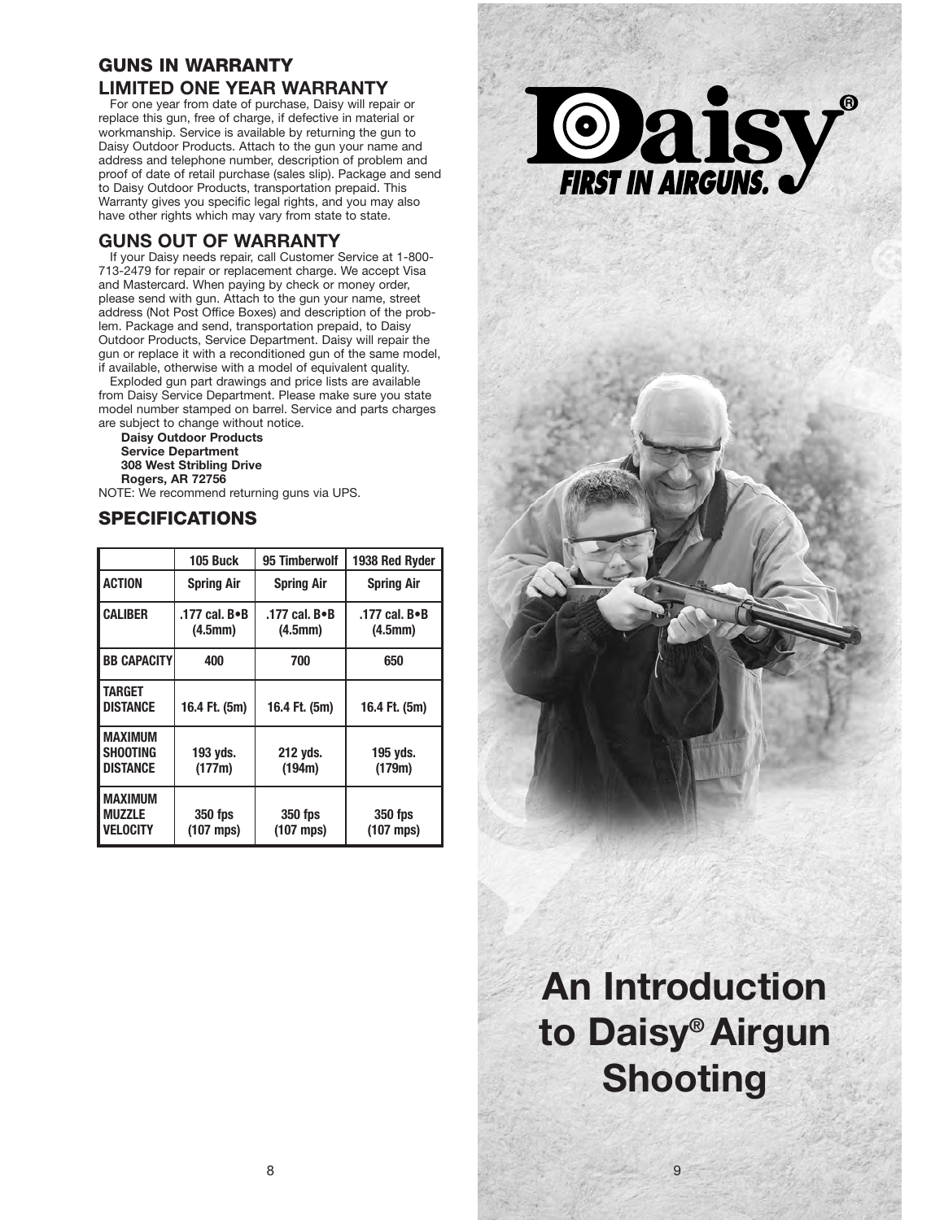## GUNS IN WARRANTY

## LIMITED ONE YEAR WARRANTY

For one year from date of purchase, Daisy will repair or replace this gun, free of charge, if defective in material or workmanship. Service is available by returning the gun to Daisy Outdoor Products. Attach to the gun your name and address and telephone number, description of problem and proof of date of retail purchase (sales slip). Package and send to Daisy Outdoor Products, transportation prepaid. This Warranty gives you specific legal rights, and you may also have other rights which may vary from state to state.

## GUNS OUT OF WARRANTY

If your Daisy needs repair, call Customer Service at 1-800-713-2479 for repair or replacement charge. We accept Visa and Mastercard. When paying by check or money order, please send with gun. Attach to the gun your name, street address (Not Post Office Boxes) and description of the problem. Package and send, transportation prepaid, to Daisy Outdoor Products, Service Department. Daisy will repair the gun or replace it with a reconditioned gun of the same model, if available, otherwise with a model of equivalent quality.

Exploded gun part drawings and price lists are available from Daisy Service Department. Please make sure you state model number stamped on barrel. Service and parts charges are subject to change without notice.

**Daisy Outdoor Products**
**Service Department**
**308 West Stribling Drive**
**Rogers, AR 72756**

NOTE: We recommend returning guns via UPS.

## SPECIFICATIONS

| | 105 Buck | 95 Timberwolf | 1938 Red Ryder |
|---|---|---|---|
| ACTION | Spring Air | Spring Air | Spring Air |
| CALIBER | .177 cal. B•B (4.5mm) | .177 cal. B•B (4.5mm) | .177 cal. B•B (4.5mm) |
| BB CAPACITY | 400 | 700 | 650 |
| TARGET DISTANCE | 16.4 Ft. (5m) | 16.4 Ft. (5m) | 16.4 Ft. (5m) |
| MAXIMUM SHOOTING DISTANCE | 193 yds. (177m) | 212 yds. (194m) | 195 yds. (179m) |
| MAXIMUM MUZZLE VELOCITY | 350 fps (107 mps) | 350 fps (107 mps) | 350 fps (107 mps) |

Daisy® FIRST IN AIRGUNS.

# An Introduction to Daisy® Airgun Shooting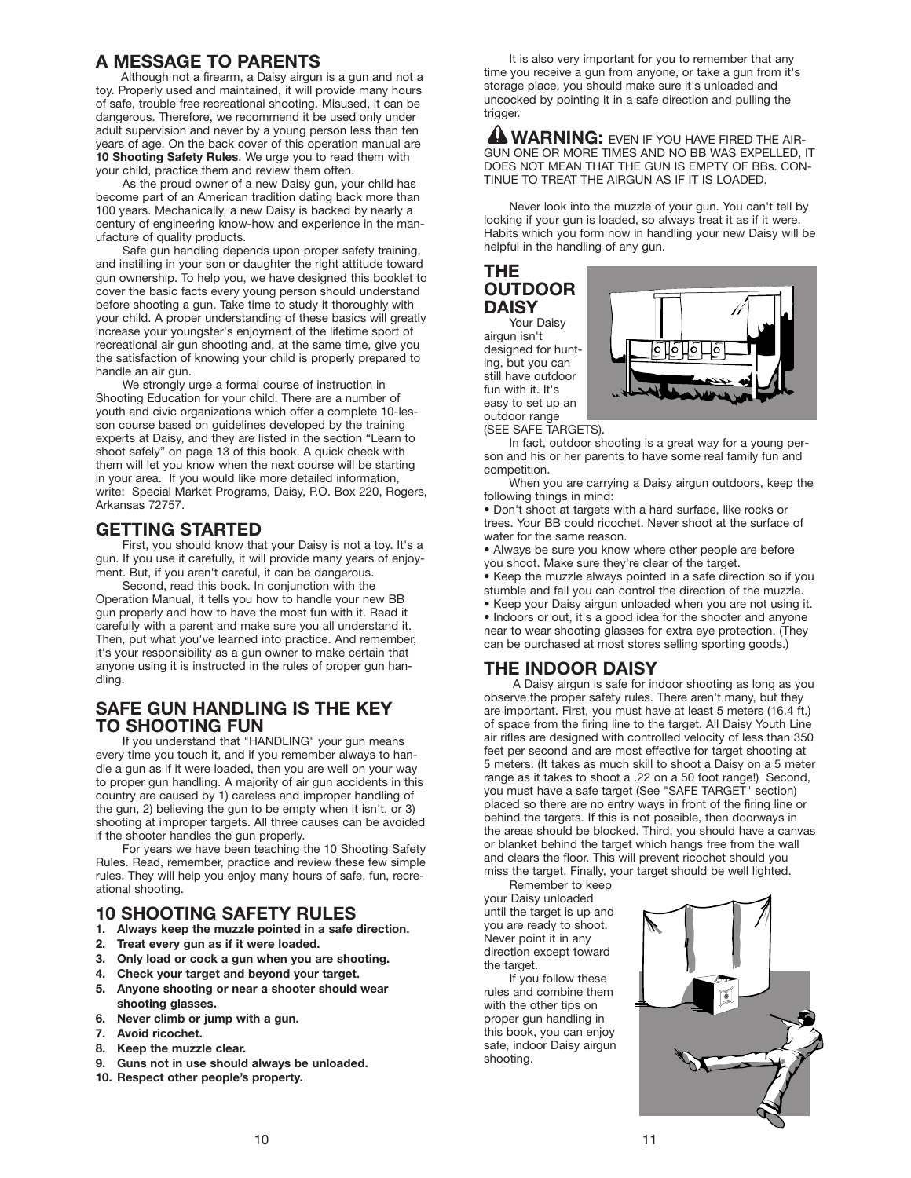## A MESSAGE TO PARENTS

Although not a firearm, a Daisy airgun is a gun and not a toy. Properly used and maintained, it will provide many hours of safe, trouble free recreational shooting. Misused, it can be dangerous. Therefore, we recommend it be used only under adult supervision and never by a young person less than ten years of age. On the back cover of this operation manual are **10 Shooting Safety Rules**. We urge you to read them with your child, practice them and review them often.

As the proud owner of a new Daisy gun, your child has become part of an American tradition dating back more than 100 years. Mechanically, a new Daisy is backed by nearly a century of engineering know-how and experience in the manufacture of quality products.

Safe gun handling depends upon proper safety training, and instilling in your son or daughter the right attitude toward gun ownership. To help you, we have designed this booklet to cover the basic facts every young person should understand before shooting a gun. Take time to study it thoroughly with your child. A proper understanding of these basics will greatly increase your youngster's enjoyment of the lifetime sport of recreational air gun shooting and, at the same time, give you the satisfaction of knowing your child is properly prepared to handle an air gun.

We strongly urge a formal course of instruction in Shooting Education for your child. There are a number of youth and civic organizations which offer a complete 10-lesson course based on guidelines developed by the training experts at Daisy, and they are listed in the section "Learn to shoot safely" on page 13 of this book. A quick check with them will let you know when the next course will be starting in your area. If you would like more detailed information, write: Special Market Programs, Daisy, P.O. Box 220, Rogers, Arkansas 72757.

## GETTING STARTED

First, you should know that your Daisy is not a toy. It's a gun. If you use it carefully, it will provide many years of enjoyment. But, if you aren't careful, it can be dangerous.

Second, read this book. In conjunction with the Operation Manual, it tells you how to handle your new BB gun properly and how to have the most fun with it. Read it carefully with a parent and make sure you all understand it. Then, put what you've learned into practice. And remember, it's your responsibility as a gun owner to make certain that anyone using it is instructed in the rules of proper gun handling.

## SAFE GUN HANDLING IS THE KEY TO SHOOTING FUN

If you understand that "HANDLING" your gun means every time you touch it, and if you remember always to handle a gun as if it were loaded, then you are well on your way to proper gun handling. A majority of air gun accidents in this country are caused by 1) careless and improper handling of the gun, 2) believing the gun to be empty when it isn't, or 3) shooting at improper targets. All three causes can be avoided if the shooter handles the gun properly.

For years we have been teaching the 10 Shooting Safety Rules. Read, remember, practice and review these few simple rules. They will help you enjoy many hours of safe, fun, recreational shooting.

## 10 SHOOTING SAFETY RULES

1. **Always keep the muzzle pointed in a safe direction.**
2. **Treat every gun as if it were loaded.**
3. **Only load or cock a gun when you are shooting.**
4. **Check your target and beyond your target.**
5. **Anyone shooting or near a shooter should wear shooting glasses.**
6. **Never climb or jump with a gun.**
7. **Avoid ricochet.**
8. **Keep the muzzle clear.**
9. **Guns not in use should always be unloaded.**
10. **Respect other people's property.**

It is also very important for you to remember that any time you receive a gun from anyone, or take a gun from it's storage place, you should make sure it's unloaded and uncocked by pointing it in a safe direction and pulling the trigger.

**⚠ WARNING:** EVEN IF YOU HAVE FIRED THE AIRGUN ONE OR MORE TIMES AND NO BB WAS EXPELLED, IT DOES NOT MEAN THAT THE GUN IS EMPTY OF BBs. CONTINUE TO TREAT THE AIRGUN AS IF IT IS LOADED.

Never look into the muzzle of your gun. You can't tell by looking if your gun is loaded, so always treat it as if it were. Habits which you form now in handling your new Daisy will be helpful in the handling of any gun.

## THE OUTDOOR DAISY

Your Daisy airgun isn't designed for hunting, but you can still have outdoor fun with it. It's easy to set up an outdoor range (SEE SAFE TARGETS).

In fact, outdoor shooting is a great way for a young person and his or her parents to have some real family fun and competition.

When you are carrying a Daisy airgun outdoors, keep the following things in mind:

- Don't shoot at targets with a hard surface, like rocks or trees. Your BB could ricochet. Never shoot at the surface of water for the same reason.
- Always be sure you know where other people are before you shoot. Make sure they're clear of the target.
- Keep the muzzle always pointed in a safe direction so if you stumble and fall you can control the direction of the muzzle.
- Keep your Daisy airgun unloaded when you are not using it.
- Indoors or out, it's a good idea for the shooter and anyone near to wear shooting glasses for extra eye protection. (They can be purchased at most stores selling sporting goods.)

## THE INDOOR DAISY

A Daisy airgun is safe for indoor shooting as long as you observe the proper safety rules. There aren't many, but they are important. First, you must have at least 5 meters (16.4 ft.) of space from the firing line to the target. All Daisy Youth Line air rifles are designed with controlled velocity of less than 350 feet per second and are most effective for target shooting at 5 meters. (It takes as much skill to shoot a Daisy on a 5 meter range as it takes to shoot a .22 on a 50 foot range!) Second, you must have a safe target (See "SAFE TARGET" section) placed so there are no entry ways in front of the firing line or behind the targets. If this is not possible, then doorways in the areas should be blocked. Third, you should have a canvas or blanket behind the target which hangs free from the wall and clears the floor. This will prevent ricochet should you miss the target. Finally, your target should be well lighted.

Remember to keep your Daisy unloaded until the target is up and you are ready to shoot. Never point it in any direction except toward the target.

If you follow these rules and combine them with the other tips on proper gun handling in this book, you can enjoy safe, indoor Daisy airgun shooting.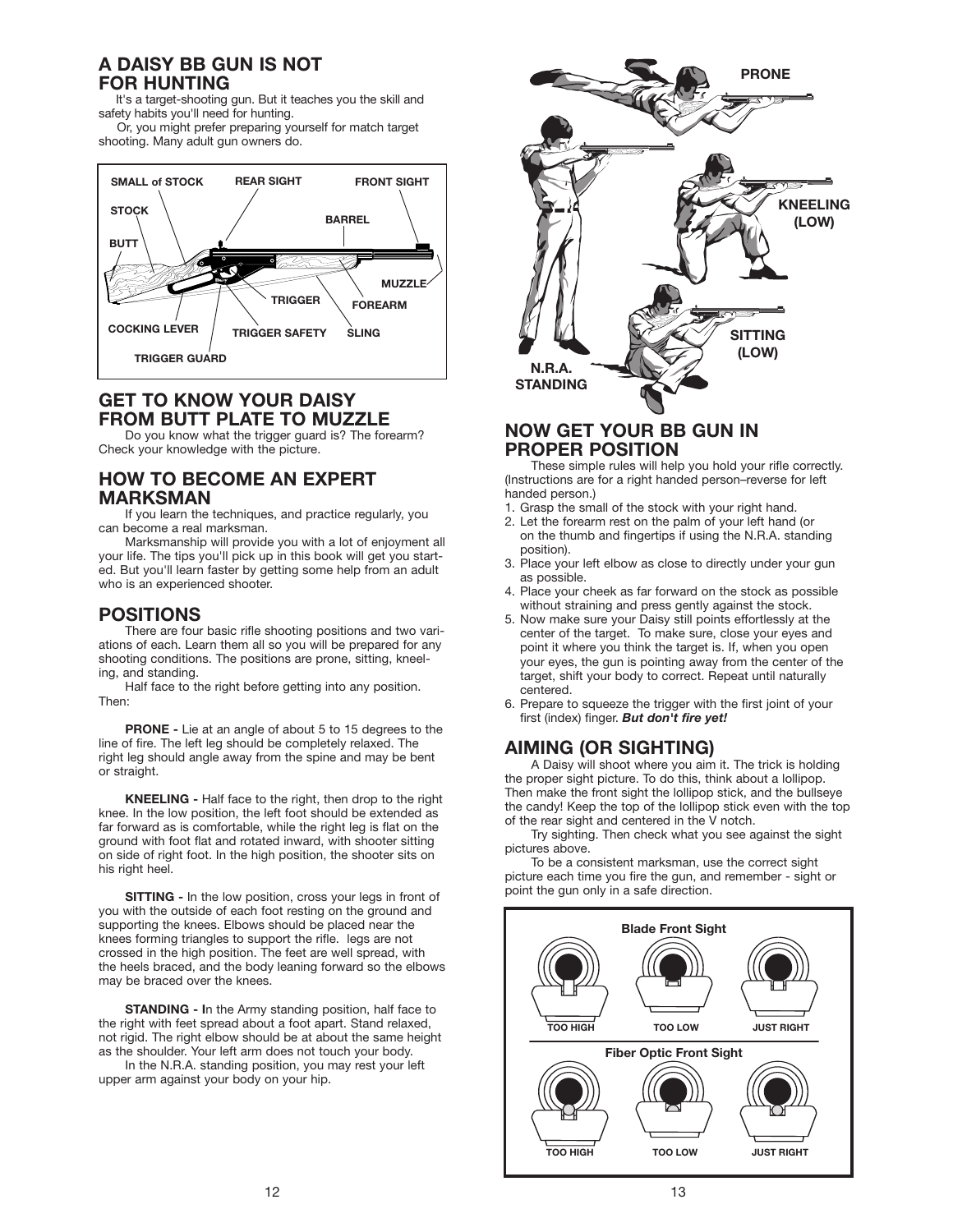## A DAISY BB GUN IS NOT FOR HUNTING

It's a target-shooting gun. But it teaches you the skill and safety habits you'll need for hunting.

Or, you might prefer preparing yourself for match target shooting. Many adult gun owners do.

SMALL of STOCK, REAR SIGHT, FRONT SIGHT, STOCK, BARREL, BUTT, MUZZLE, TRIGGER, FOREARM, COCKING LEVER, TRIGGER SAFETY, SLING, TRIGGER GUARD

## GET TO KNOW YOUR DAISY FROM BUTT PLATE TO MUZZLE

Do you know what the trigger guard is? The forearm? Check your knowledge with the picture.

## HOW TO BECOME AN EXPERT MARKSMAN

If you learn the techniques, and practice regularly, you can become a real marksman.

Marksmanship will provide you with a lot of enjoyment all your life. The tips you'll pick up in this book will get you started. But you'll learn faster by getting some help from an adult who is an experienced shooter.

## POSITIONS

There are four basic rifle shooting positions and two variations of each. Learn them all so you will be prepared for any shooting conditions. The positions are prone, sitting, kneeling, and standing.

Half face to the right before getting into any position. Then:

**PRONE -** Lie at an angle of about 5 to 15 degrees to the line of fire. The left leg should be completely relaxed. The right leg should angle away from the spine and may be bent or straight.

**KNEELING -** Half face to the right, then drop to the right knee. In the low position, the left foot should be extended as far forward as is comfortable, while the right leg is flat on the ground with foot flat and rotated inward, with shooter sitting on side of right foot. In the high position, the shooter sits on his right heel.

**SITTING -** In the low position, cross your legs in front of you with the outside of each foot resting on the ground and supporting the knees. Elbows should be placed near the knees forming triangles to support the rifle. legs are not crossed in the high position. The feet are well spread, with the heels braced, and the body leaning forward so the elbows may be braced over the knees.

**STANDING - I**n the Army standing position, half face to the right with feet spread about a foot apart. Stand relaxed, not rigid. The right elbow should be at about the same height as the shoulder. Your left arm does not touch your body.

In the N.R.A. standing position, you may rest your left upper arm against your body on your hip.

PRONE, KNEELING (LOW), SITTING (LOW), N.R.A. STANDING

## NOW GET YOUR BB GUN IN PROPER POSITION

These simple rules will help you hold your rifle correctly. (Instructions are for a right handed person–reverse for left handed person.)

1. Grasp the small of the stock with your right hand.
2. Let the forearm rest on the palm of your left hand (or on the thumb and fingertips if using the N.R.A. standing position).
3. Place your left elbow as close to directly under your gun as possible.
4. Place your cheek as far forward on the stock as possible without straining and press gently against the stock.
5. Now make sure your Daisy still points effortlessly at the center of the target. To make sure, close your eyes and point it where you think the target is. If, when you open your eyes, the gun is pointing away from the center of the target, shift your body to correct. Repeat until naturally centered.
6. Prepare to squeeze the trigger with the first joint of your first (index) finger. ***But don't fire yet!***

## AIMING (OR SIGHTING)

A Daisy will shoot where you aim it. The trick is holding the proper sight picture. To do this, think about a lollipop. Then make the front sight the lollipop stick, and the bullseye the candy! Keep the top of the lollipop stick even with the top of the rear sight and centered in the V notch.

Try sighting. Then check what you see against the sight pictures above.

To be a consistent marksman, use the correct sight picture each time you fire the gun, and remember - sight or point the gun only in a safe direction.

**Blade Front Sight**

TOO HIGH, TOO LOW, JUST RIGHT

**Fiber Optic Front Sight**

TOO HIGH, TOO LOW, JUST RIGHT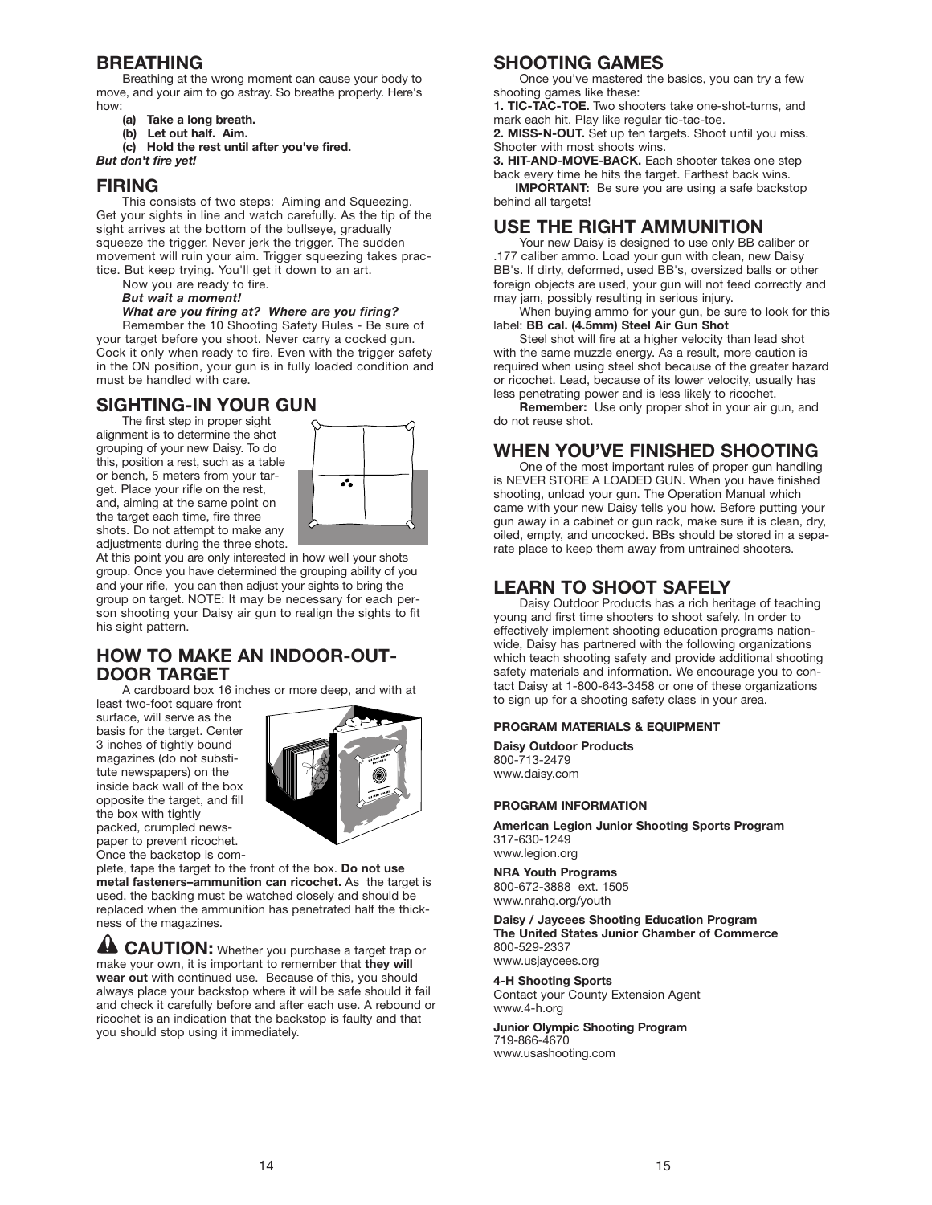## BREATHING

Breathing at the wrong moment can cause your body to move, and your aim to go astray. So breathe properly. Here's how:

- **(a) Take a long breath.**
- **(b) Let out half. Aim.**
- **(c) Hold the rest until after you've fired.**

***But don't fire yet!***

## FIRING

This consists of two steps: Aiming and Squeezing. Get your sights in line and watch carefully. As the tip of the sight arrives at the bottom of the bullseye, gradually squeeze the trigger. Never jerk the trigger. The sudden movement will ruin your aim. Trigger squeezing takes practice. But keep trying. You'll get it down to an art.

Now you are ready to fire.

***But wait a moment!***

***What are you firing at? Where are you firing?***

Remember the 10 Shooting Safety Rules - Be sure of your target before you shoot. Never carry a cocked gun. Cock it only when ready to fire. Even with the trigger safety in the ON position, your gun is in fully loaded condition and must be handled with care.

## SIGHTING-IN YOUR GUN

The first step in proper sight alignment is to determine the shot grouping of your new Daisy. To do this, position a rest, such as a table or bench, 5 meters from your target. Place your rifle on the rest, and, aiming at the same point on the target each time, fire three shots. Do not attempt to make any adjustments during the three shots. At this point you are only interested in how well your shots group. Once you have determined the grouping ability of you and your rifle, you can then adjust your sights to bring the group on target. NOTE: It may be necessary for each person shooting your Daisy air gun to realign the sights to fit his sight pattern.

## HOW TO MAKE AN INDOOR-OUTDOOR TARGET

A cardboard box 16 inches or more deep, and with at least two-foot square front surface, will serve as the basis for the target. Center 3 inches of tightly bound magazines (do not substitute newspapers) on the inside back wall of the box opposite the target, and fill the box with tightly packed, crumpled newspaper to prevent ricochet. Once the backstop is complete, tape the target to the front of the box. **Do not use metal fasteners–ammunition can ricochet.** As the target is used, the backing must be watched closely and should be replaced when the ammunition has penetrated half the thickness of the magazines.

**CAUTION:** Whether you purchase a target trap or make your own, it is important to remember that **they will wear out** with continued use. Because of this, you should always place your backstop where it will be safe should it fail and check it carefully before and after each use. A rebound or ricochet is an indication that the backstop is faulty and that you should stop using it immediately.

## SHOOTING GAMES

Once you've mastered the basics, you can try a few shooting games like these:

**1. TIC-TAC-TOE.** Two shooters take one-shot-turns, and mark each hit. Play like regular tic-tac-toe.

**2. MISS-N-OUT.** Set up ten targets. Shoot until you miss. Shooter with most shoots wins.

**3. HIT-AND-MOVE-BACK.** Each shooter takes one step back every time he hits the target. Farthest back wins.

**IMPORTANT:** Be sure you are using a safe backstop behind all targets!

## USE THE RIGHT AMMUNITION

Your new Daisy is designed to use only BB caliber or .177 caliber ammo. Load your gun with clean, new Daisy BB's. If dirty, deformed, used BB's, oversized balls or other foreign objects are used, your gun will not feed correctly and may jam, possibly resulting in serious injury.

When buying ammo for your gun, be sure to look for this label: **BB cal. (4.5mm) Steel Air Gun Shot**

Steel shot will fire at a higher velocity than lead shot with the same muzzle energy. As a result, more caution is required when using steel shot because of the greater hazard or ricochet. Lead, because of its lower velocity, usually has less penetrating power and is less likely to ricochet.

**Remember:** Use only proper shot in your air gun, and do not reuse shot.

## WHEN YOU'VE FINISHED SHOOTING

One of the most important rules of proper gun handling is NEVER STORE A LOADED GUN. When you have finished shooting, unload your gun. The Operation Manual which came with your new Daisy tells you how. Before putting your gun away in a cabinet or gun rack, make sure it is clean, dry, oiled, empty, and uncocked. BBs should be stored in a separate place to keep them away from untrained shooters.

## LEARN TO SHOOT SAFELY

Daisy Outdoor Products has a rich heritage of teaching young and first time shooters to shoot safely. In order to effectively implement shooting education programs nationwide, Daisy has partnered with the following organizations which teach shooting safety and provide additional shooting safety materials and information. We encourage you to contact Daisy at 1-800-643-3458 or one of these organizations to sign up for a shooting safety class in your area.

#### PROGRAM MATERIALS & EQUIPMENT

**Daisy Outdoor Products**
800-713-2479
www.daisy.com

#### PROGRAM INFORMATION

**American Legion Junior Shooting Sports Program**
317-630-1249
www.legion.org

**NRA Youth Programs**
800-672-3888 ext. 1505
www.nrahq.org/youth

**Daisy / Jaycees Shooting Education Program**
**The United States Junior Chamber of Commerce**
800-529-2337
www.usjaycees.org

**4-H Shooting Sports**
Contact your County Extension Agent
www.4-h.org

**Junior Olympic Shooting Program**
719-866-4670
www.usashooting.com